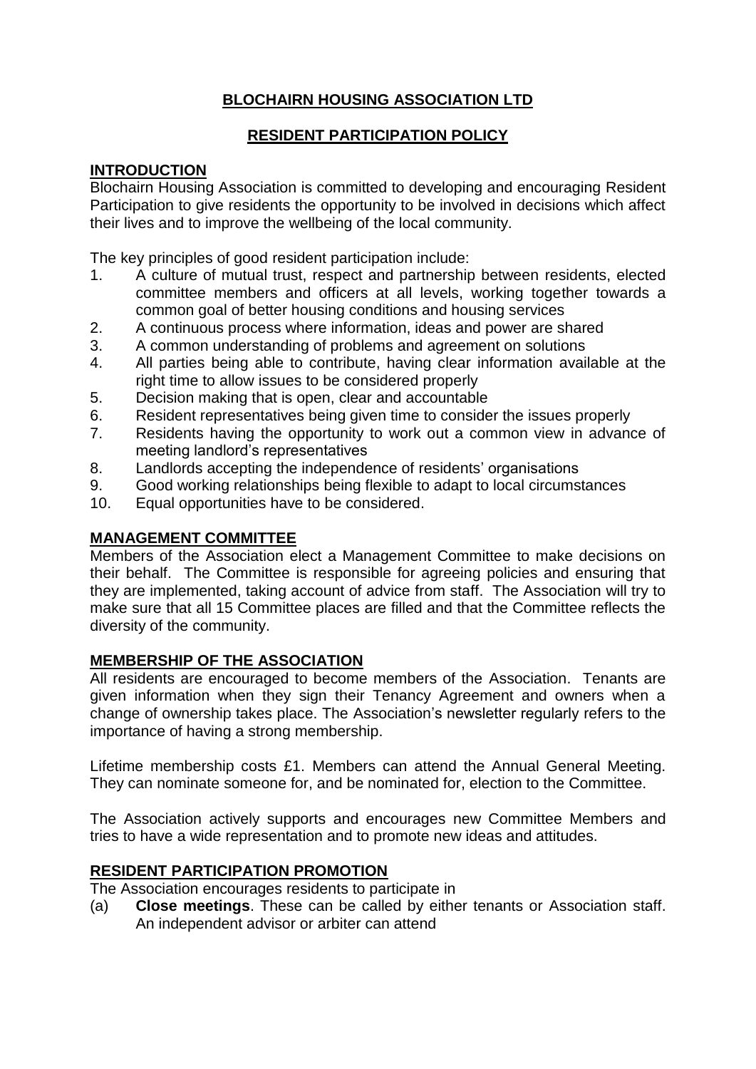# BLOCHAIRN HOUSING ASSOCIATION LTD

## RESIDENT PARTICIPATION POLICY

### INTRODUCTION

Blochairn Housing Association is committed to developing and encouraging Resident Participation to give residents the opportunity to be involved in decisions which affect their lives and to improve the wellbeing of the local community.

The key principles of good resident participation include:

1. A culture of mutual trust, respect and partnership between residents, elected committee members and officers at all levels, working together towards a common goal of better housing conditions and housing services
2. A continuous process where information, ideas and power are shared
3. A common understanding of problems and agreement on solutions
4. All parties being able to contribute, having clear information available at the right time to allow issues to be considered properly
5. Decision making that is open, clear and accountable
6. Resident representatives being given time to consider the issues properly
7. Residents having the opportunity to work out a common view in advance of meeting landlord's representatives
8. Landlords accepting the independence of residents' organisations
9. Good working relationships being flexible to adapt to local circumstances
10. Equal opportunities have to be considered.

### MANAGEMENT COMMITTEE

Members of the Association elect a Management Committee to make decisions on their behalf. The Committee is responsible for agreeing policies and ensuring that they are implemented, taking account of advice from staff. The Association will try to make sure that all 15 Committee places are filled and that the Committee reflects the diversity of the community.

### MEMBERSHIP OF THE ASSOCIATION

All residents are encouraged to become members of the Association. Tenants are given information when they sign their Tenancy Agreement and owners when a change of ownership takes place. The Association's newsletter regularly refers to the importance of having a strong membership.

Lifetime membership costs £1. Members can attend the Annual General Meeting. They can nominate someone for, and be nominated for, election to the Committee.

The Association actively supports and encourages new Committee Members and tries to have a wide representation and to promote new ideas and attitudes.

### RESIDENT PARTICIPATION PROMOTION

The Association encourages residents to participate in

(a) **Close meetings**. These can be called by either tenants or Association staff. An independent advisor or arbiter can attend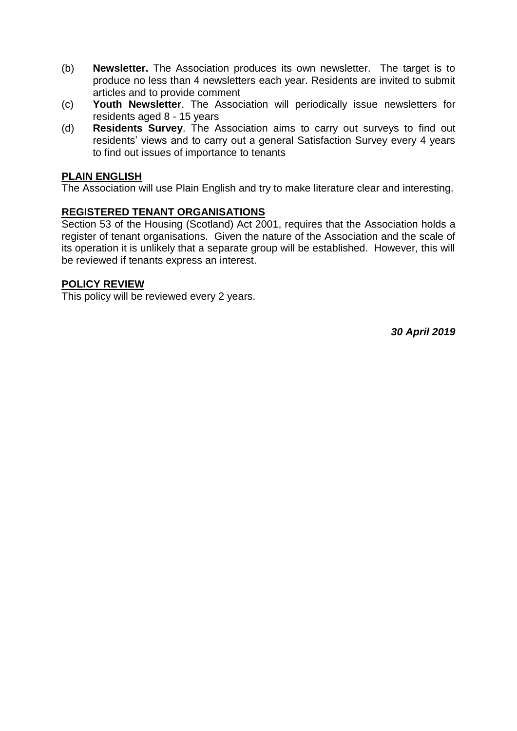(b) **Newsletter.** The Association produces its own newsletter. The target is to produce no less than 4 newsletters each year. Residents are invited to submit articles and to provide comment

(c) **Youth Newsletter**. The Association will periodically issue newsletters for residents aged 8 - 15 years

(d) **Residents Survey**. The Association aims to carry out surveys to find out residents' views and to carry out a general Satisfaction Survey every 4 years to find out issues of importance to tenants

## PLAIN ENGLISH

The Association will use Plain English and try to make literature clear and interesting.

## REGISTERED TENANT ORGANISATIONS

Section 53 of the Housing (Scotland) Act 2001, requires that the Association holds a register of tenant organisations. Given the nature of the Association and the scale of its operation it is unlikely that a separate group will be established. However, this will be reviewed if tenants express an interest.

## POLICY REVIEW

This policy will be reviewed every 2 years.

***30 April 2019***